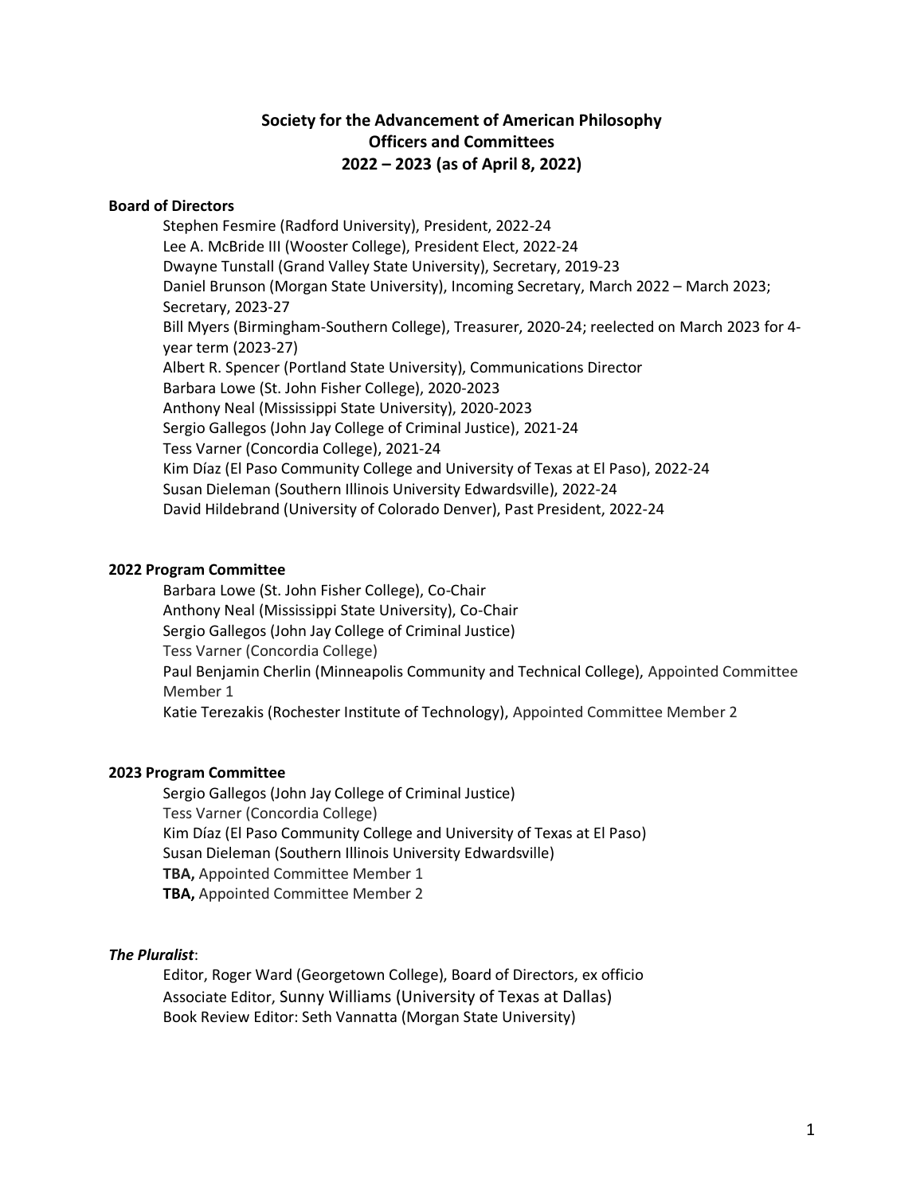# Society for the Advancement of American Philosophy
## Officers and Committees
## 2022 – 2023 (as of April 8, 2022)

### Board of Directors

Stephen Fesmire (Radford University), President, 2022-24
Lee A. McBride III (Wooster College), President Elect, 2022-24
Dwayne Tunstall (Grand Valley State University), Secretary, 2019-23
Daniel Brunson (Morgan State University), Incoming Secretary, March 2022 – March 2023; Secretary, 2023-27
Bill Myers (Birmingham-Southern College), Treasurer, 2020-24; reelected on March 2023 for 4-year term (2023-27)
Albert R. Spencer (Portland State University), Communications Director
Barbara Lowe (St. John Fisher College), 2020-2023
Anthony Neal (Mississippi State University), 2020-2023
Sergio Gallegos (John Jay College of Criminal Justice), 2021-24
Tess Varner (Concordia College), 2021-24
Kim Díaz (El Paso Community College and University of Texas at El Paso), 2022-24
Susan Dieleman (Southern Illinois University Edwardsville), 2022-24
David Hildebrand (University of Colorado Denver), Past President, 2022-24

### 2022 Program Committee

Barbara Lowe (St. John Fisher College), Co-Chair
Anthony Neal (Mississippi State University), Co-Chair
Sergio Gallegos (John Jay College of Criminal Justice)
Tess Varner (Concordia College)
Paul Benjamin Cherlin (Minneapolis Community and Technical College), Appointed Committee Member 1
Katie Terezakis (Rochester Institute of Technology), Appointed Committee Member 2

### 2023 Program Committee

Sergio Gallegos (John Jay College of Criminal Justice)
Tess Varner (Concordia College)
Kim Díaz (El Paso Community College and University of Texas at El Paso)
Susan Dieleman (Southern Illinois University Edwardsville)
**TBA,** Appointed Committee Member 1
**TBA,** Appointed Committee Member 2

### *The Pluralist*:

Editor, Roger Ward (Georgetown College), Board of Directors, ex officio
Associate Editor, Sunny Williams (University of Texas at Dallas)
Book Review Editor: Seth Vannatta (Morgan State University)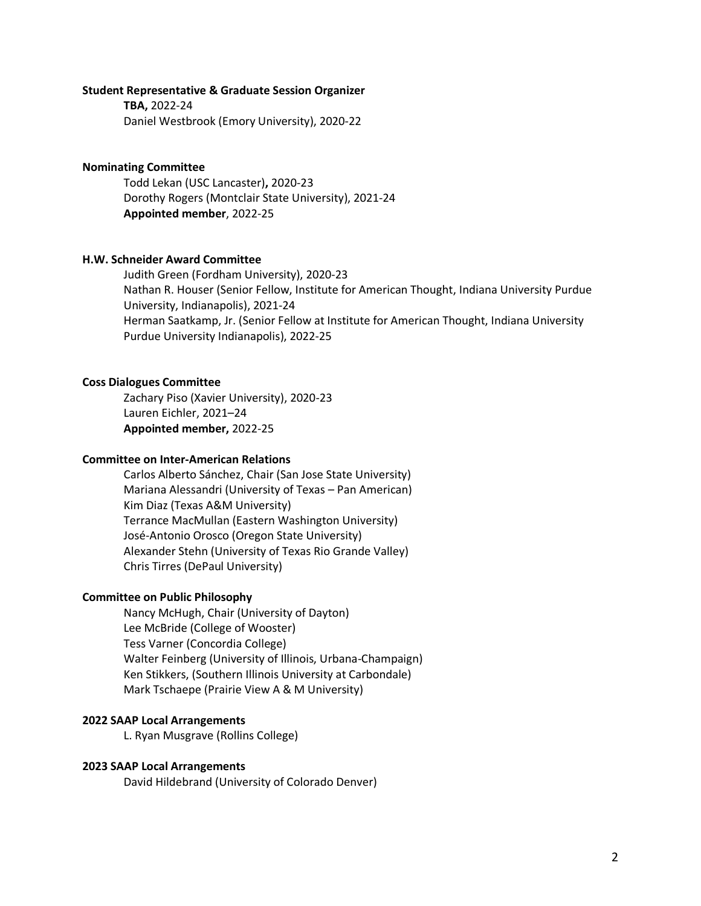**Student Representative & Graduate Session Organizer**

**TBA,** 2022-24
Daniel Westbrook (Emory University), 2020-22

**Nominating Committee**

Todd Lekan (USC Lancaster)**,** 2020-23
Dorothy Rogers (Montclair State University), 2021-24
**Appointed member**, 2022-25

**H.W. Schneider Award Committee**

Judith Green (Fordham University), 2020-23
Nathan R. Houser (Senior Fellow, Institute for American Thought, Indiana University Purdue University, Indianapolis), 2021-24
Herman Saatkamp, Jr. (Senior Fellow at Institute for American Thought, Indiana University Purdue University Indianapolis), 2022-25

**Coss Dialogues Committee**

Zachary Piso (Xavier University), 2020-23
Lauren Eichler, 2021–24
**Appointed member,** 2022-25

**Committee on Inter-American Relations**

Carlos Alberto Sánchez, Chair (San Jose State University)
Mariana Alessandri (University of Texas – Pan American)
Kim Diaz (Texas A&M University)
Terrance MacMullan (Eastern Washington University)
José-Antonio Orosco (Oregon State University)
Alexander Stehn (University of Texas Rio Grande Valley)
Chris Tirres (DePaul University)

**Committee on Public Philosophy**

Nancy McHugh, Chair (University of Dayton)
Lee McBride (College of Wooster)
Tess Varner (Concordia College)
Walter Feinberg (University of Illinois, Urbana-Champaign)
Ken Stikkers, (Southern Illinois University at Carbondale)
Mark Tschaepe (Prairie View A & M University)

**2022 SAAP Local Arrangements**

L. Ryan Musgrave (Rollins College)

**2023 SAAP Local Arrangements**

David Hildebrand (University of Colorado Denver)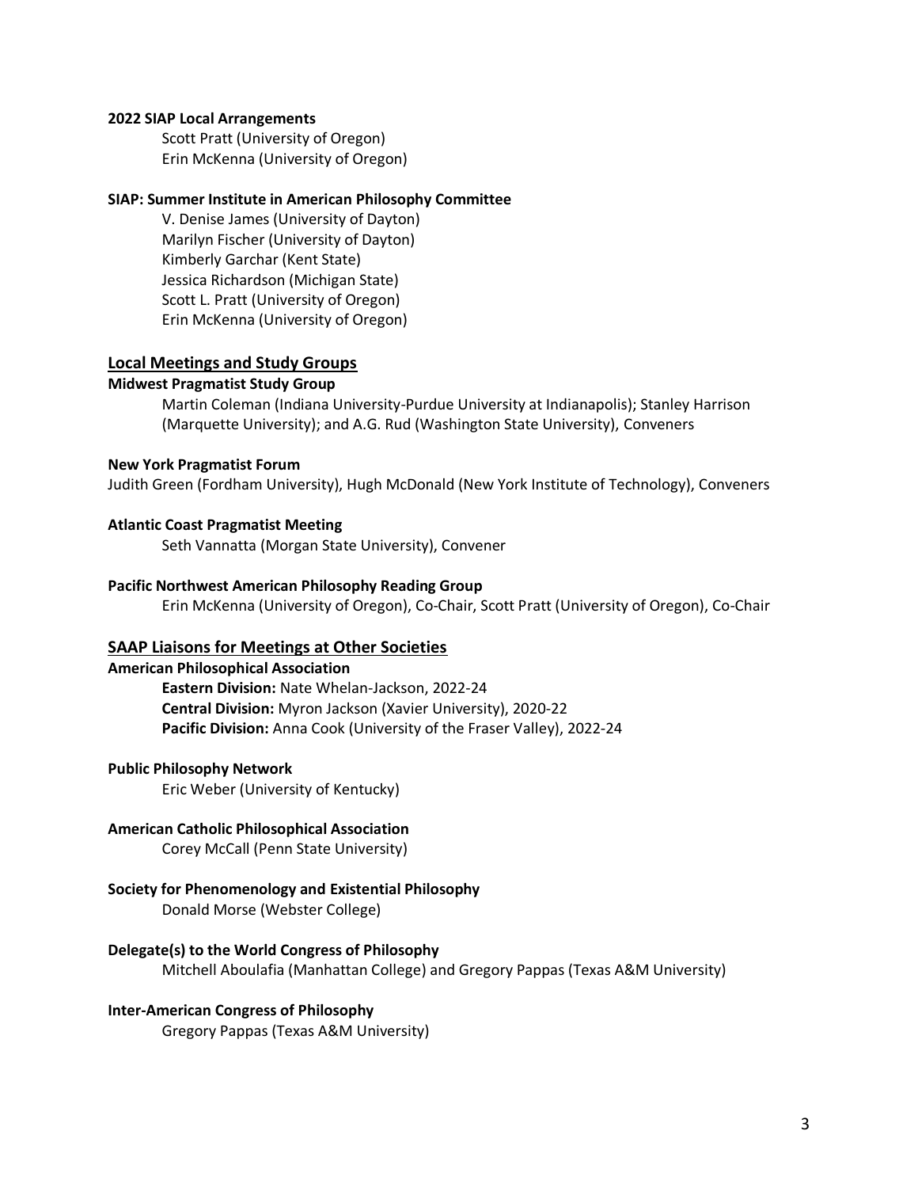**2022 SIAP Local Arrangements**

Scott Pratt (University of Oregon)
Erin McKenna (University of Oregon)

**SIAP: Summer Institute in American Philosophy Committee**

V. Denise James (University of Dayton)
Marilyn Fischer (University of Dayton)
Kimberly Garchar (Kent State)
Jessica Richardson (Michigan State)
Scott L. Pratt (University of Oregon)
Erin McKenna (University of Oregon)

## Local Meetings and Study Groups

**Midwest Pragmatist Study Group**

Martin Coleman (Indiana University-Purdue University at Indianapolis); Stanley Harrison (Marquette University); and A.G. Rud (Washington State University), Conveners

**New York Pragmatist Forum**

Judith Green (Fordham University), Hugh McDonald (New York Institute of Technology), Conveners

**Atlantic Coast Pragmatist Meeting**

Seth Vannatta (Morgan State University), Convener

**Pacific Northwest American Philosophy Reading Group**

Erin McKenna (University of Oregon), Co-Chair, Scott Pratt (University of Oregon), Co-Chair

## SAAP Liaisons for Meetings at Other Societies

**American Philosophical Association**

**Eastern Division:** Nate Whelan-Jackson, 2022-24
**Central Division:** Myron Jackson (Xavier University), 2020-22
**Pacific Division:** Anna Cook (University of the Fraser Valley), 2022-24

**Public Philosophy Network**

Eric Weber (University of Kentucky)

**American Catholic Philosophical Association**

Corey McCall (Penn State University)

**Society for Phenomenology and Existential Philosophy**

Donald Morse (Webster College)

**Delegate(s) to the World Congress of Philosophy**

Mitchell Aboulafia (Manhattan College) and Gregory Pappas (Texas A&M University)

**Inter-American Congress of Philosophy**

Gregory Pappas (Texas A&M University)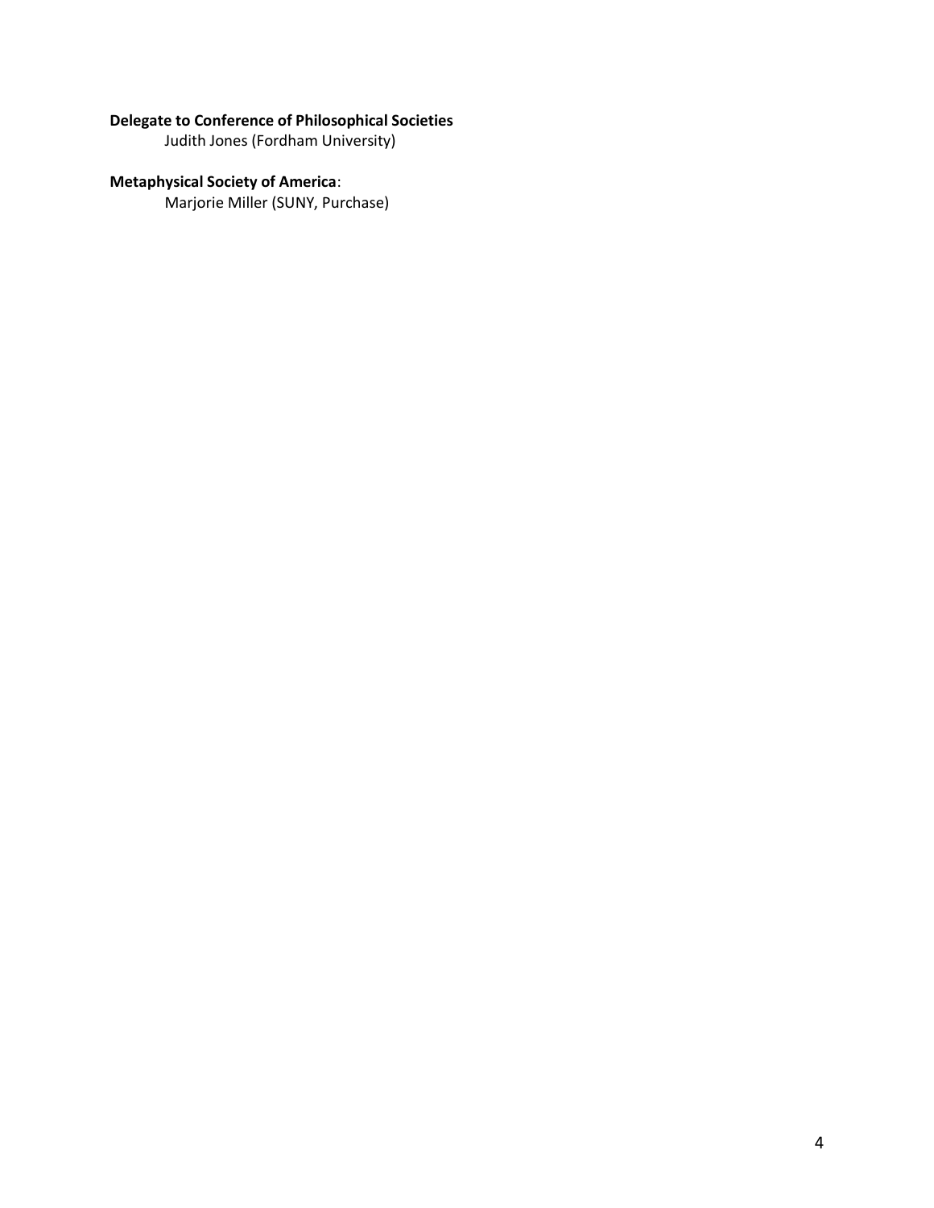**Delegate to Conference of Philosophical Societies**

Judith Jones (Fordham University)

**Metaphysical Society of America**:

Marjorie Miller (SUNY, Purchase)